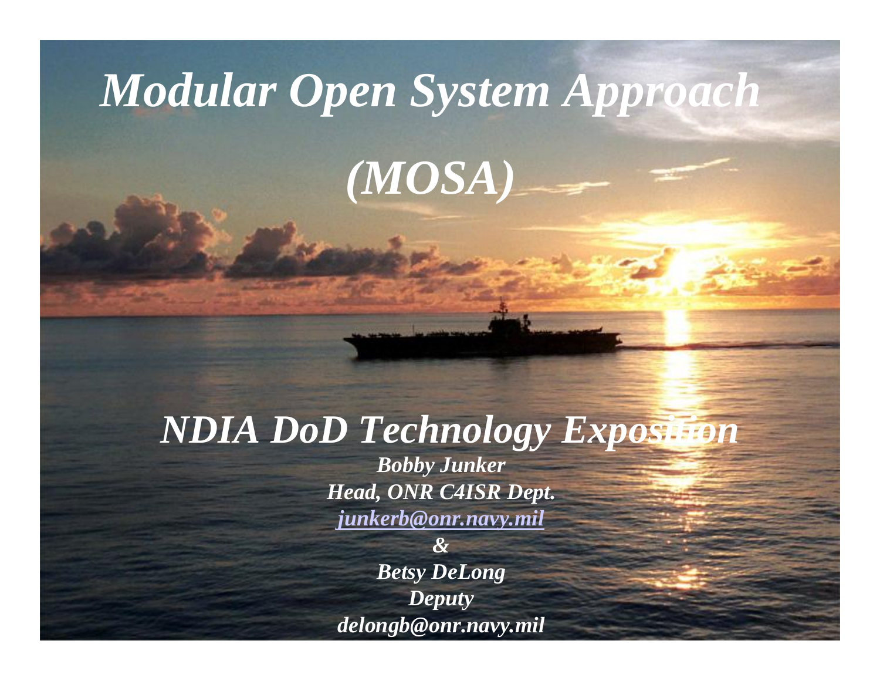# *Modular Open System Approach (MOSA)*

## *NDIA DoD Technology Exposition*

***Bobby Junker***
***Head, ONR C4ISR Dept.***
***junkerb@onr.navy.mil***
***&***
***Betsy DeLong***
***Deputy***
***delongb@onr.navy.mil***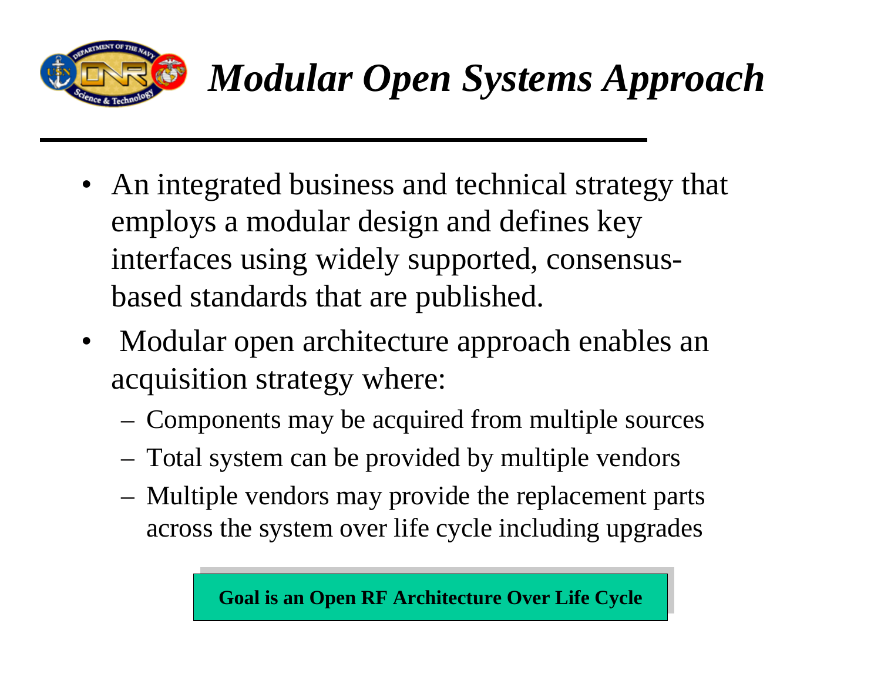# *Modular Open Systems Approach*

- An integrated business and technical strategy that employs a modular design and defines key interfaces using widely supported, consensus-based standards that are published.
- Modular open architecture approach enables an acquisition strategy where:
  - Components may be acquired from multiple sources
  - Total system can be provided by multiple vendors
  - Multiple vendors may provide the replacement parts across the system over life cycle including upgrades

**Goal is an Open RF Architecture Over Life Cycle**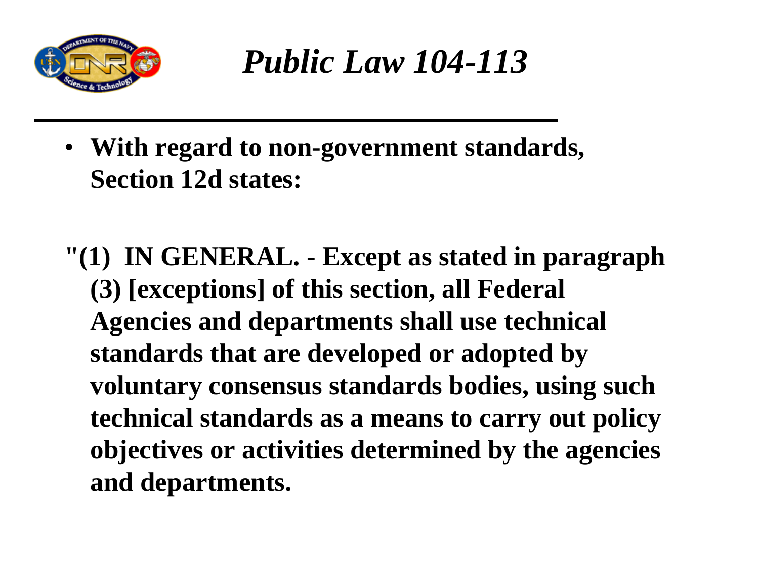# *Public Law 104-113*

- **With regard to non-government standards, Section 12d states:**

**"(1) IN GENERAL. - Except as stated in paragraph (3) [exceptions] of this section, all Federal Agencies and departments shall use technical standards that are developed or adopted by voluntary consensus standards bodies, using such technical standards as a means to carry out policy objectives or activities determined by the agencies and departments.**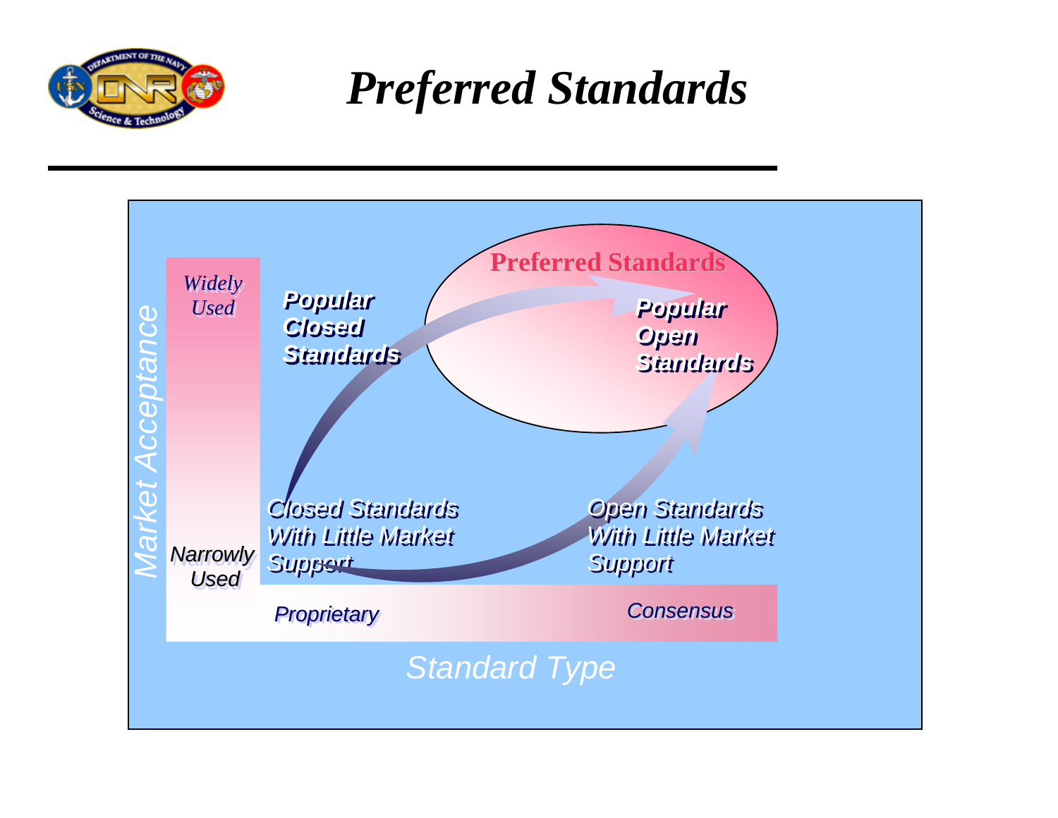# Preferred Standards

Market Acceptance

Widely Used

Narrowly Used

Popular Closed Standards

Preferred Standards

Popular Open Standards

Closed Standards With Little Market Support

Open Standards With Little Market Support

Proprietary

Consensus

Standard Type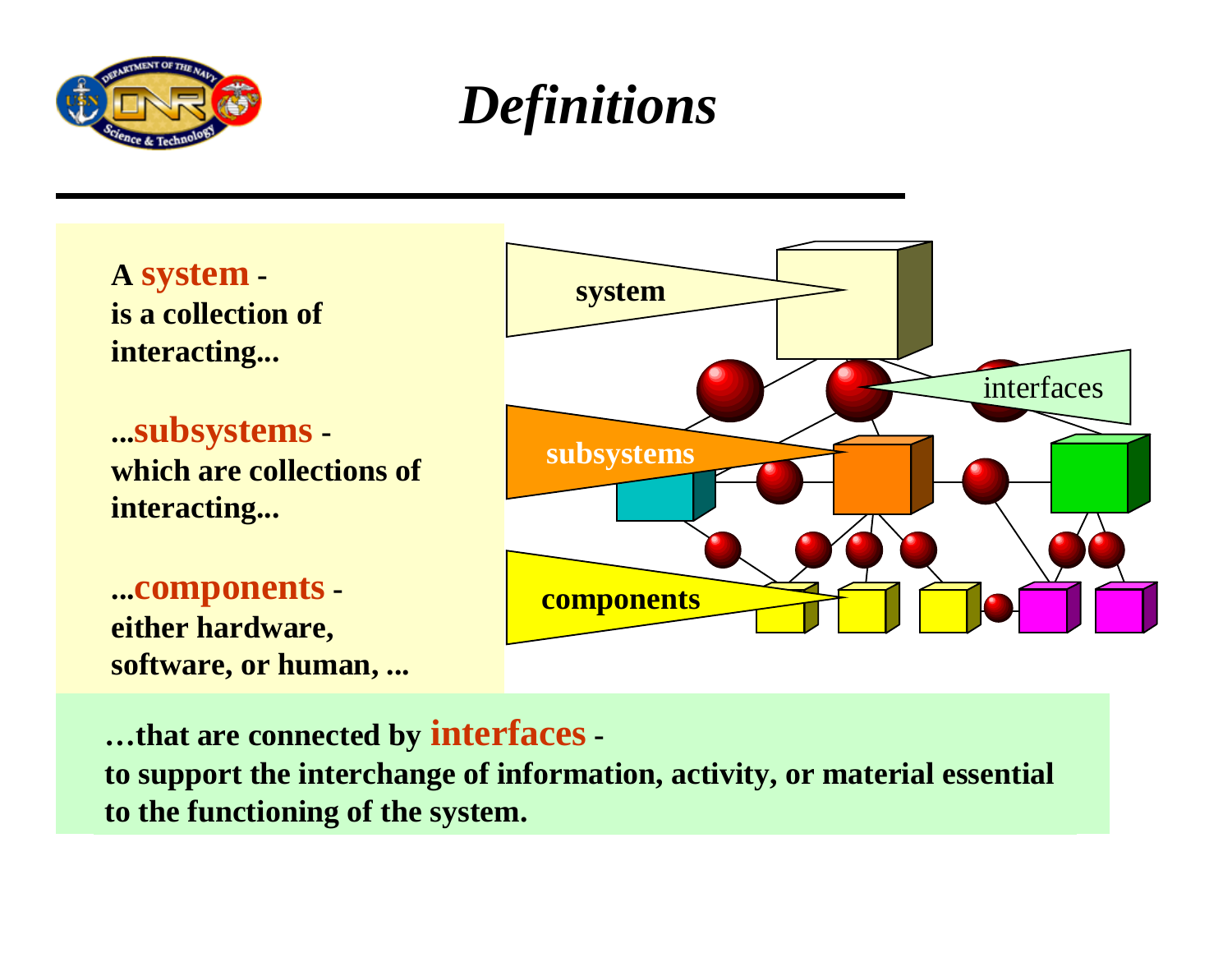# *Definitions*

A **system** - is a collection of interacting...

...**subsystems** - which are collections of interacting...

...**components** - either hardware, software, or human, ...

…that are connected by **interfaces** - to support the interchange of information, activity, or material essential to the functioning of the system.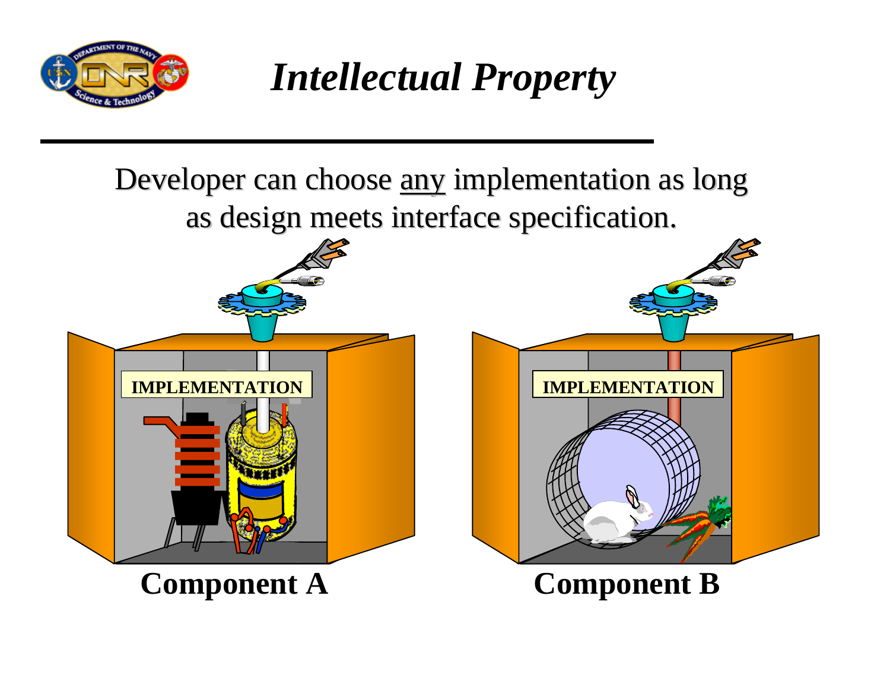# *Intellectual Property*

Developer can choose <u>any</u> implementation as long as design meets interface specification.

IMPLEMENTATION

**Component A**

IMPLEMENTATION

**Component B**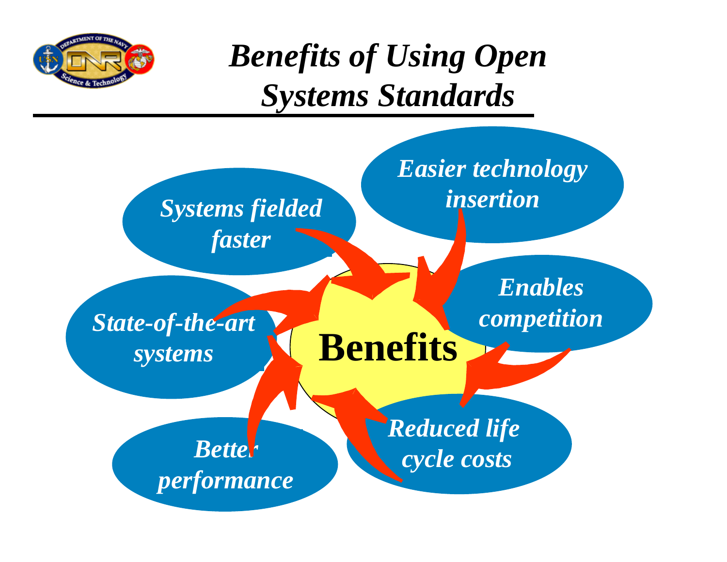# *Benefits of Using Open Systems Standards*

**Benefits**

- *Systems fielded faster*
- *Easier technology insertion*
- *Enables competition*
- *Reduced life cycle costs*
- *Better performance*
- *State-of-the-art systems*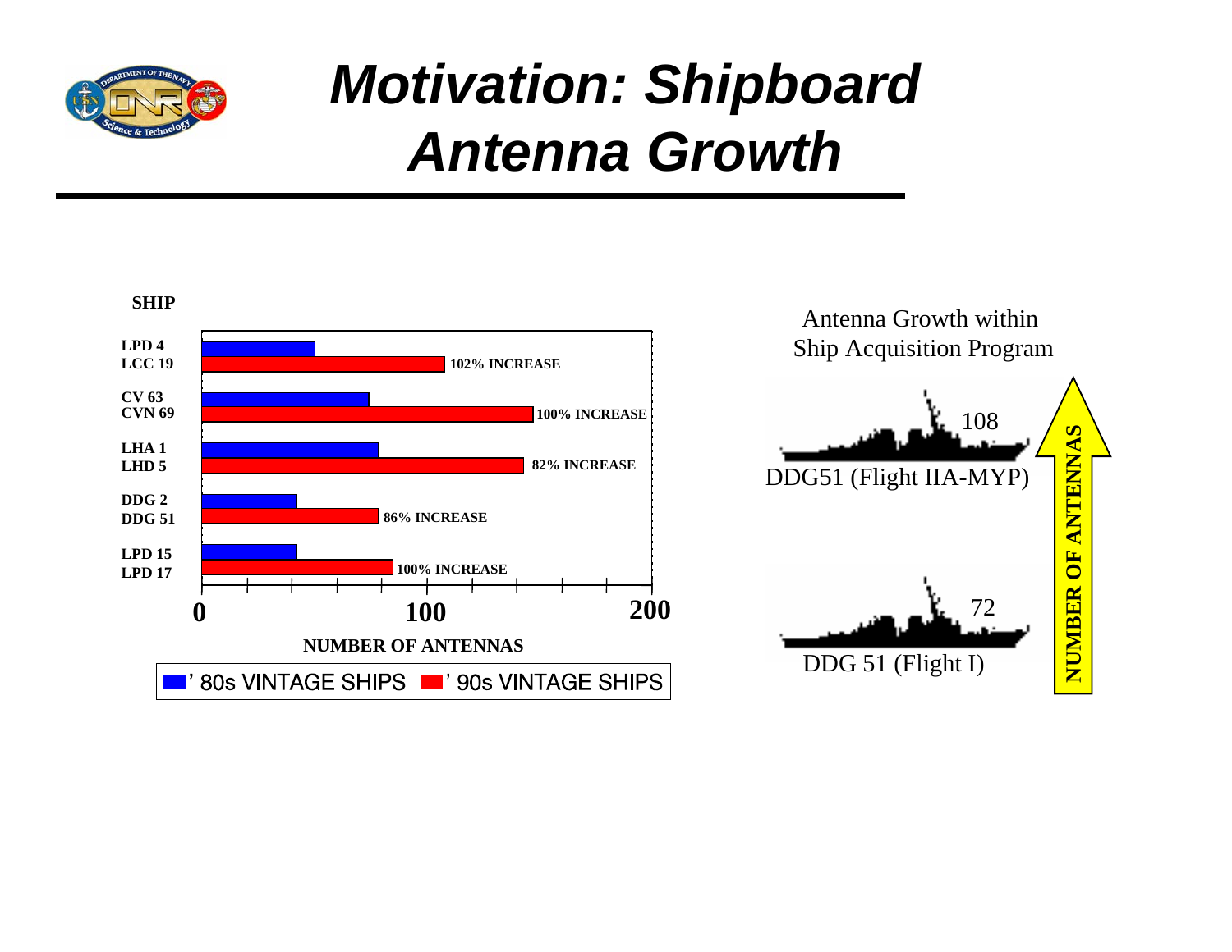# Motivation: Shipboard Antenna Growth

SHIP

| Ship ('80s / '90s) | Increase |
|---|---|
| LPD 4 / LCC 19 | 102% INCREASE |
| CV 63 / CVN 69 | 100% INCREASE |
| LHA 1 / LHD 5 | 82% INCREASE |
| DDG 2 / DDG 51 | 86% INCREASE |
| LPD 15 / LPD 17 | 100% INCREASE |

0 100 200

NUMBER OF ANTENNAS

'80s VINTAGE SHIPS '90s VINTAGE SHIPS

Antenna Growth within Ship Acquisition Program

108
DDG51 (Flight IIA-MYP)

72
DDG 51 (Flight I)

NUMBER OF ANTENNAS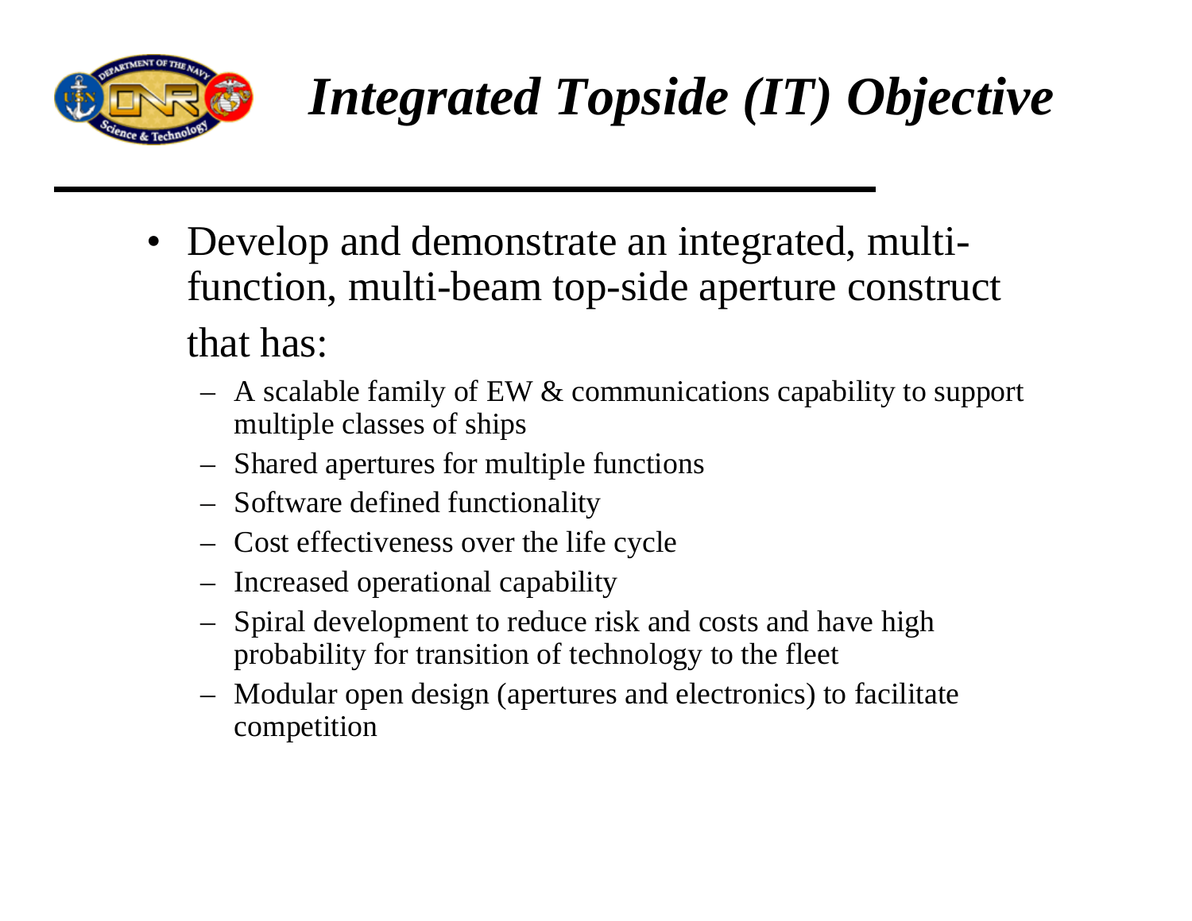# *Integrated Topside (IT) Objective*

- Develop and demonstrate an integrated, multi-function, multi-beam top-side aperture construct that has:
  - A scalable family of EW & communications capability to support multiple classes of ships
  - Shared apertures for multiple functions
  - Software defined functionality
  - Cost effectiveness over the life cycle
  - Increased operational capability
  - Spiral development to reduce risk and costs and have high probability for transition of technology to the fleet
  - Modular open design (apertures and electronics) to facilitate competition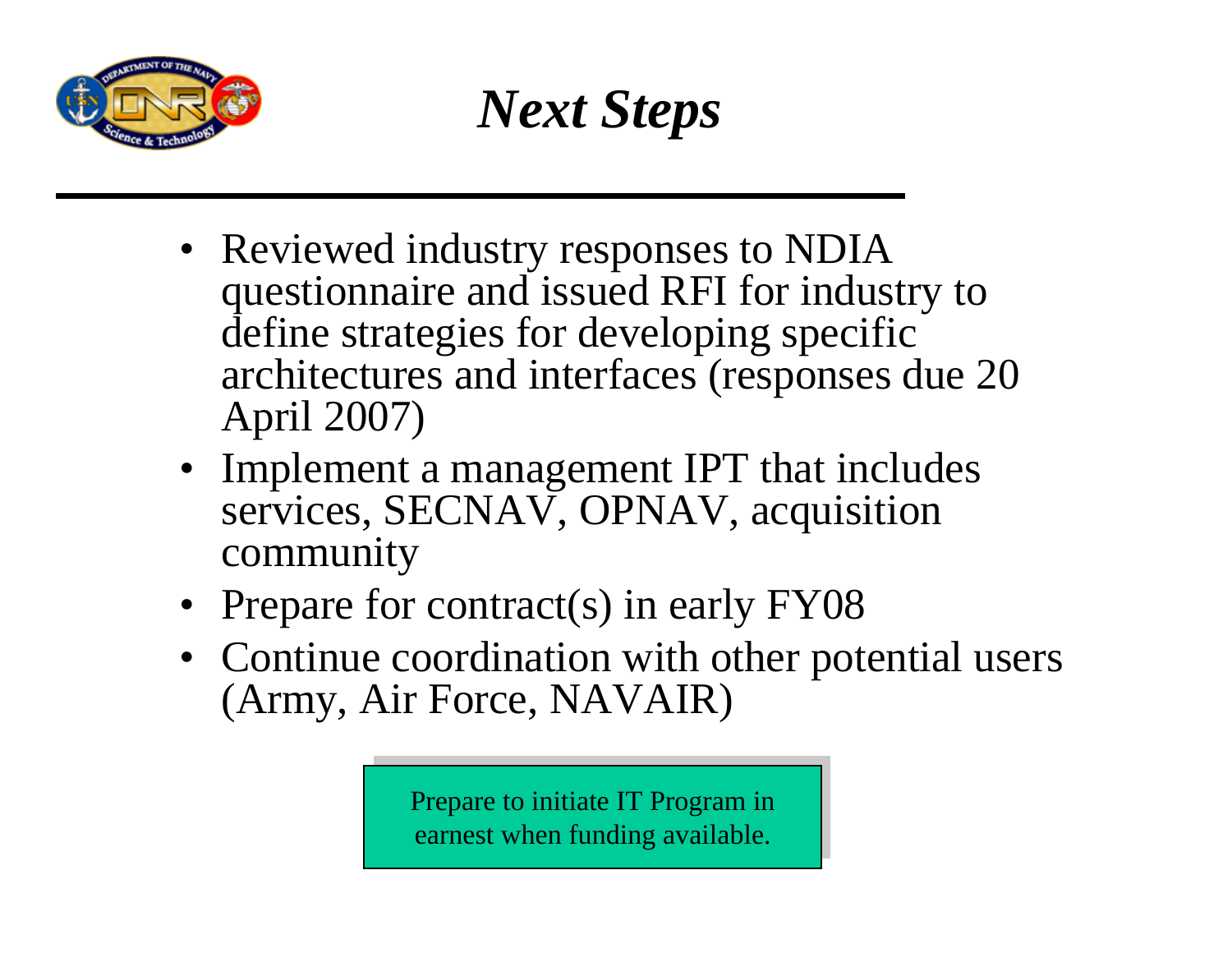# *Next Steps*

- Reviewed industry responses to NDIA questionnaire and issued RFI for industry to define strategies for developing specific architectures and interfaces (responses due 20 April 2007)
- Implement a management IPT that includes services, SECNAV, OPNAV, acquisition community
- Prepare for contract(s) in early FY08
- Continue coordination with other potential users (Army, Air Force, NAVAIR)

Prepare to initiate IT Program in earnest when funding available.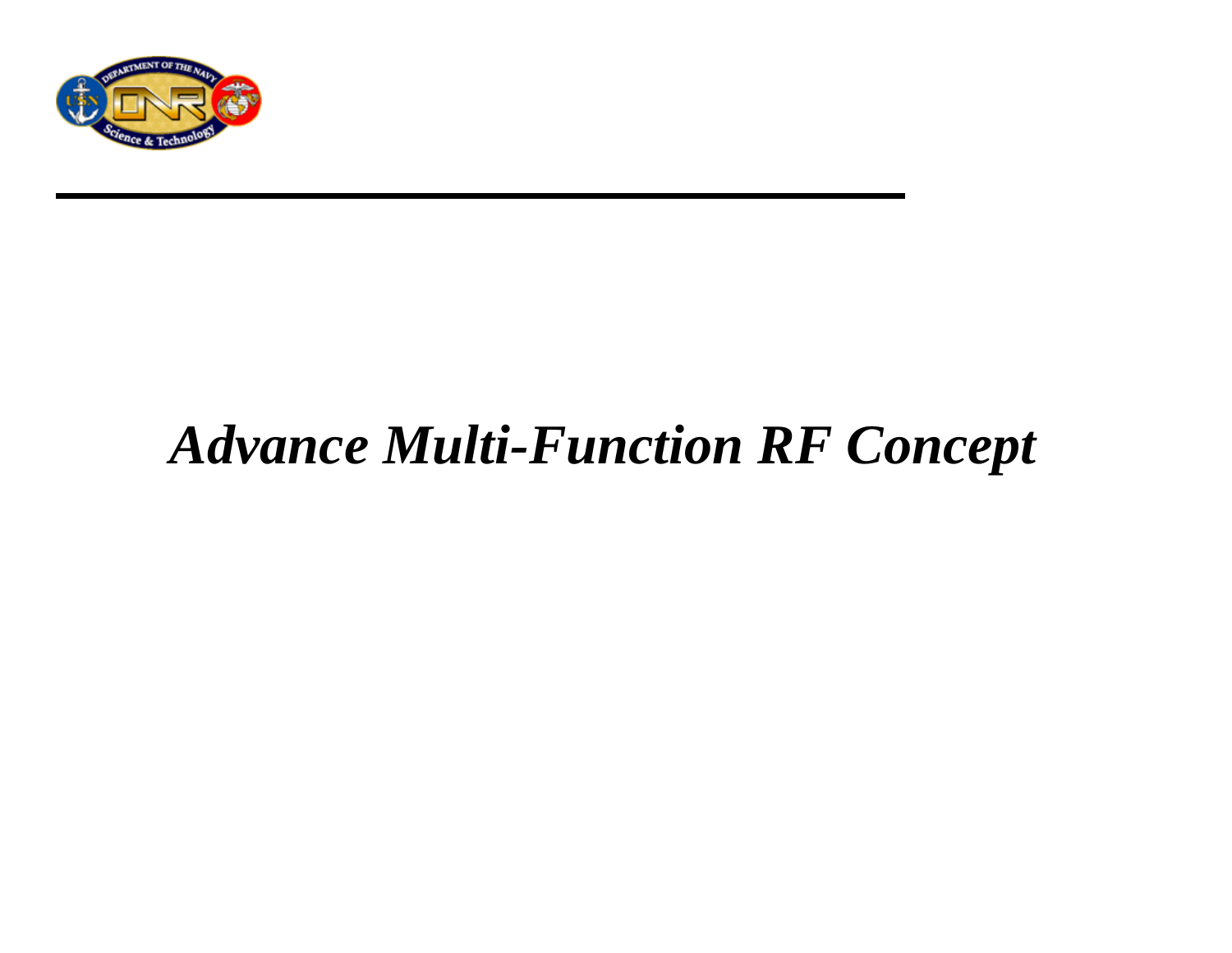# *Advance Multi-Function RF Concept*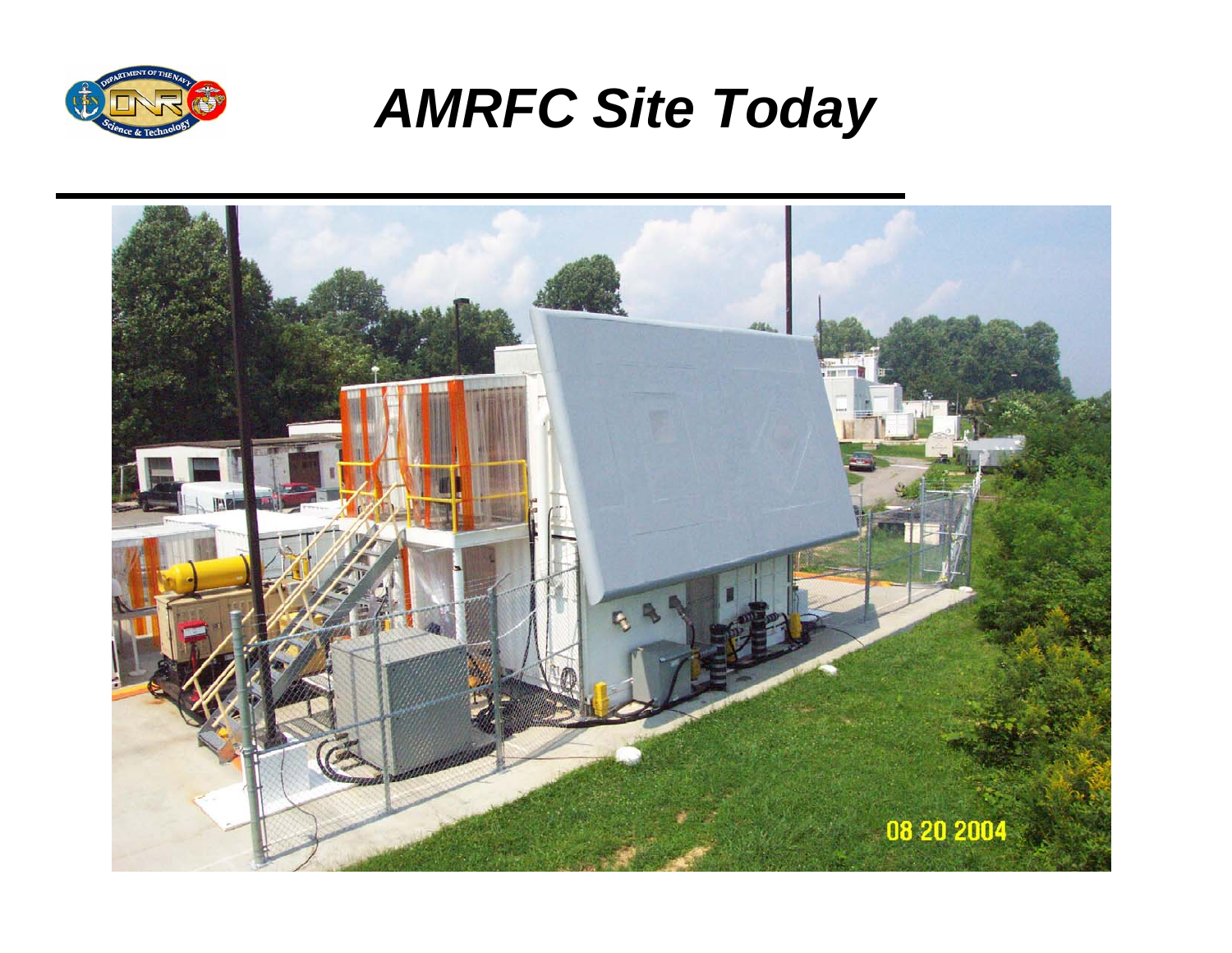# AMRFC Site Today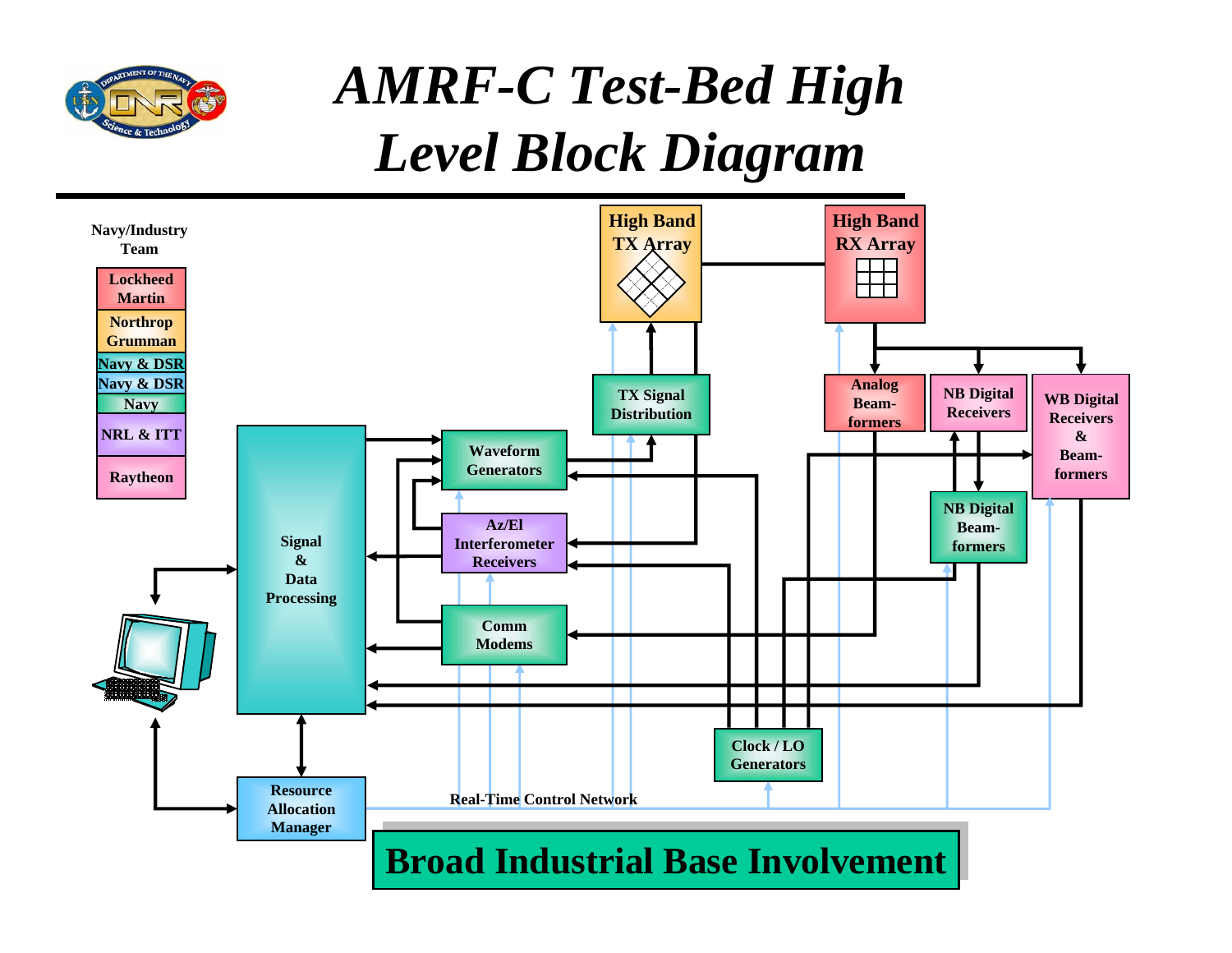# AMRF-C Test-Bed High Level Block Diagram

Navy/Industry Team

- Lockheed Martin
- Northrop Grumman
- Navy & DSR
- Navy & DSR
- Navy
- NRL & ITT
- Raytheon

High Band TX Array

High Band RX Array

TX Signal Distribution

Analog Beam-formers

NB Digital Receivers

WB Digital Receivers & Beam-formers

NB Digital Beam-formers

Waveform Generators

Az/El Interferometer Receivers

Comm Modems

Signal & Data Processing

Clock / LO Generators

Resource Allocation Manager

Real-Time Control Network

**Broad Industrial Base Involvement**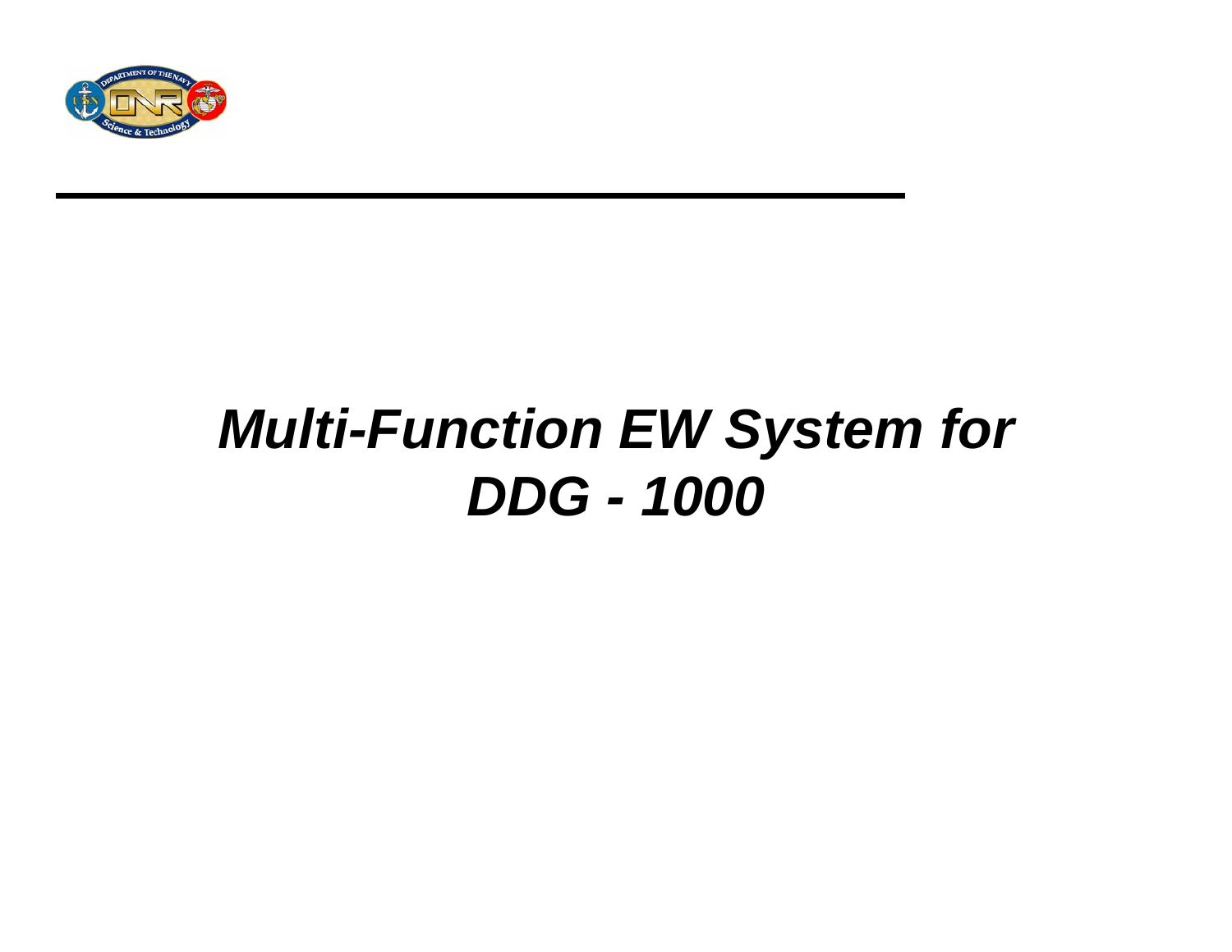# *Multi-Function EW System for DDG - 1000*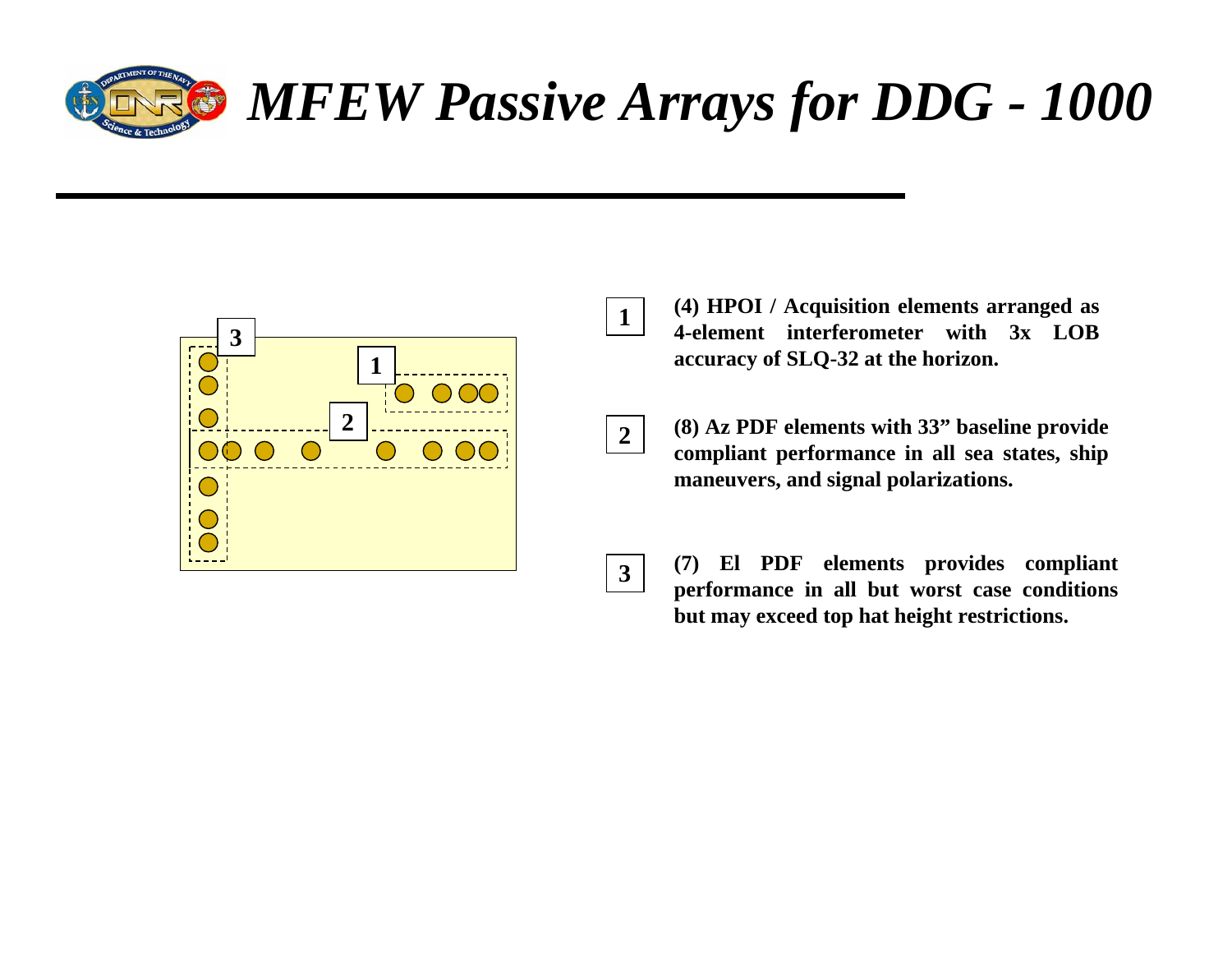# MFEW Passive Arrays for DDG - 1000

**1** — **(4) HPOI / Acquisition elements arranged as 4-element interferometer with 3x LOB accuracy of SLQ-32 at the horizon.**

**2** — **(8) Az PDF elements with 33" baseline provide compliant performance in all sea states, ship maneuvers, and signal polarizations.**

**3** — **(7) El PDF elements provides compliant performance in all but worst case conditions but may exceed top hat height restrictions.**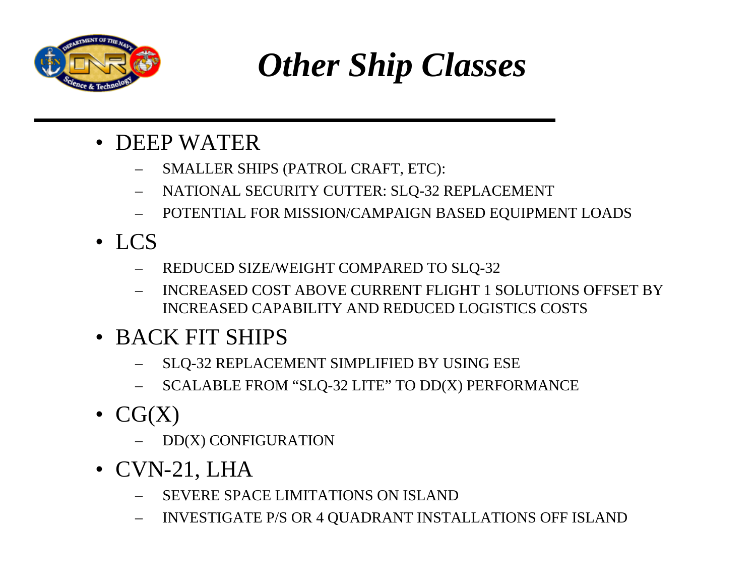# *Other Ship Classes*

- DEEP WATER
  - SMALLER SHIPS (PATROL CRAFT, ETC):
  - NATIONAL SECURITY CUTTER: SLQ-32 REPLACEMENT
  - POTENTIAL FOR MISSION/CAMPAIGN BASED EQUIPMENT LOADS
- LCS
  - REDUCED SIZE/WEIGHT COMPARED TO SLQ-32
  - INCREASED COST ABOVE CURRENT FLIGHT 1 SOLUTIONS OFFSET BY INCREASED CAPABILITY AND REDUCED LOGISTICS COSTS
- BACK FIT SHIPS
  - SLQ-32 REPLACEMENT SIMPLIFIED BY USING ESE
  - SCALABLE FROM "SLQ-32 LITE" TO DD(X) PERFORMANCE
- CG(X)
  - DD(X) CONFIGURATION
- CVN-21, LHA
  - SEVERE SPACE LIMITATIONS ON ISLAND
  - INVESTIGATE P/S OR 4 QUADRANT INSTALLATIONS OFF ISLAND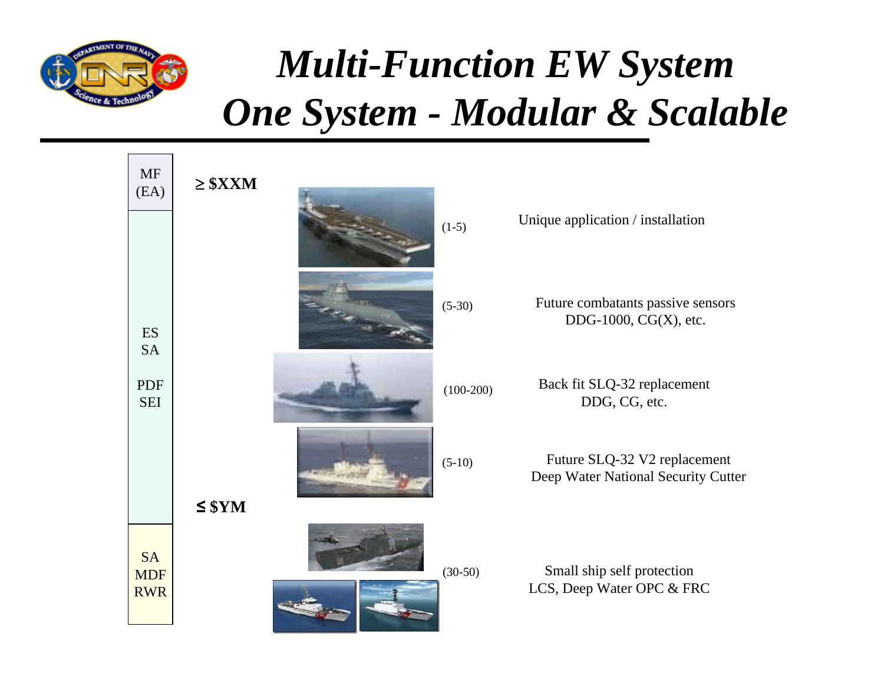# *Multi-Function EW System*
# *One System - Modular & Scalable*

| Capability | Cost | Quantity | Application |
| --- | --- | --- | --- |
| MF (EA) | ≥ $XXM | (1-5) | Unique application / installation |
| ES, SA, PDF, SEI | | (5-30) | Future combatants passive sensors DDG-1000, CG(X), etc. |
| | | (100-200) | Back fit SLQ-32 replacement DDG, CG, etc. |
| | | (5-10) | Future SLQ-32 V2 replacement Deep Water National Security Cutter |
| SA, MDF, RWR | ≤ $YM | (30-50) | Small ship self protection LCS, Deep Water OPC & FRC |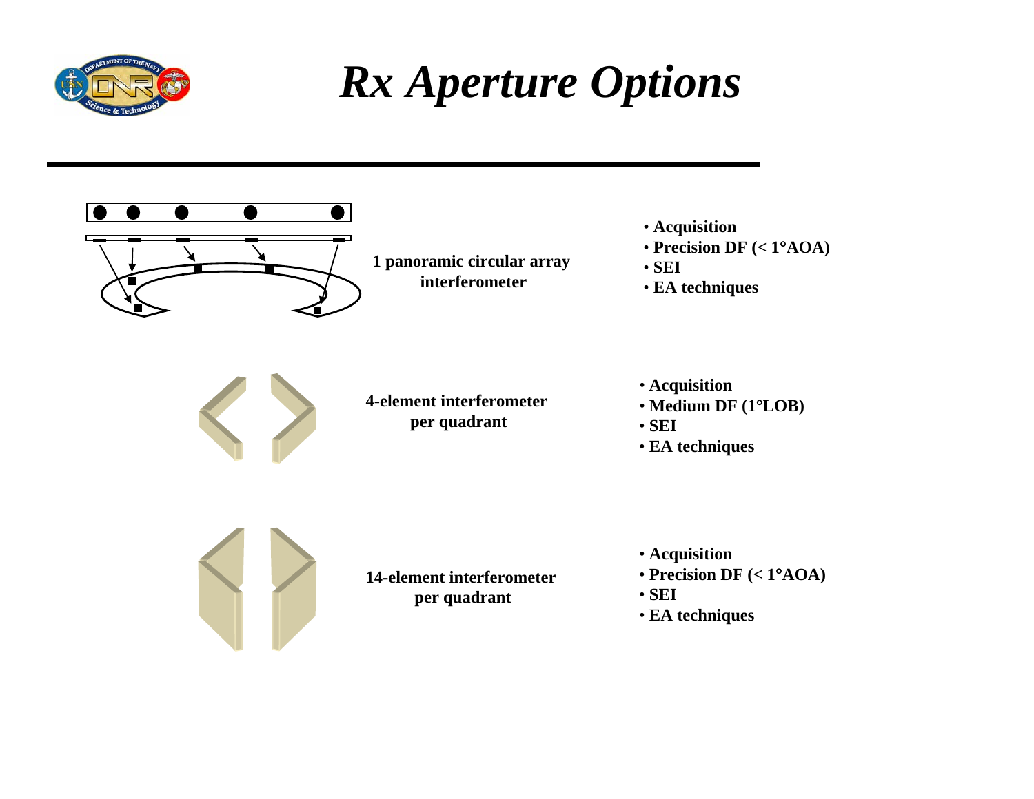# *Rx Aperture Options*

1 panoramic circular array interferometer

- Acquisition
- Precision DF (< 1°AOA)
- SEI
- EA techniques

4-element interferometer per quadrant

- Acquisition
- Medium DF (1°LOB)
- SEI
- EA techniques

14-element interferometer per quadrant

- Acquisition
- Precision DF (< 1°AOA)
- SEI
- EA techniques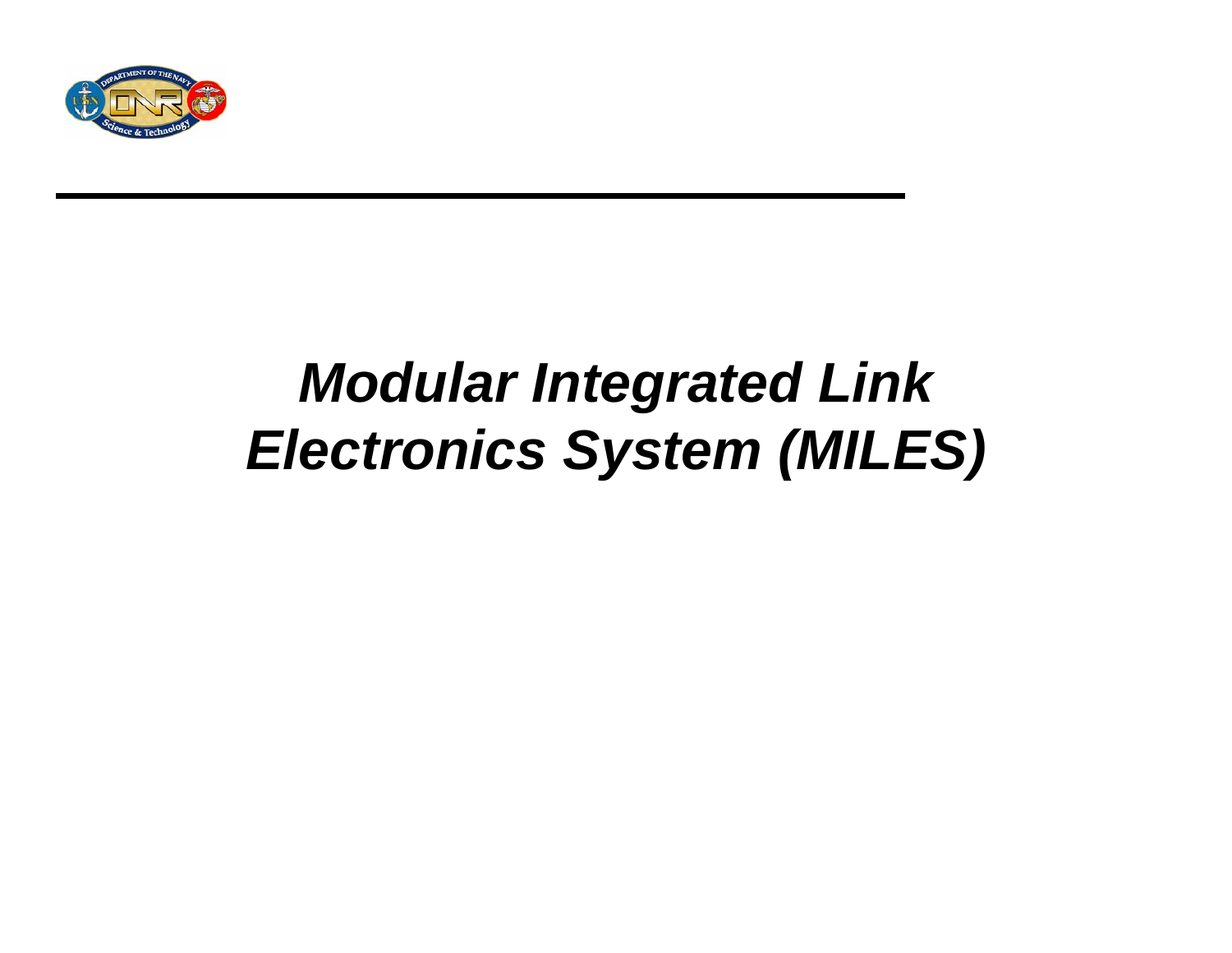# *Modular Integrated Link Electronics System (MILES)*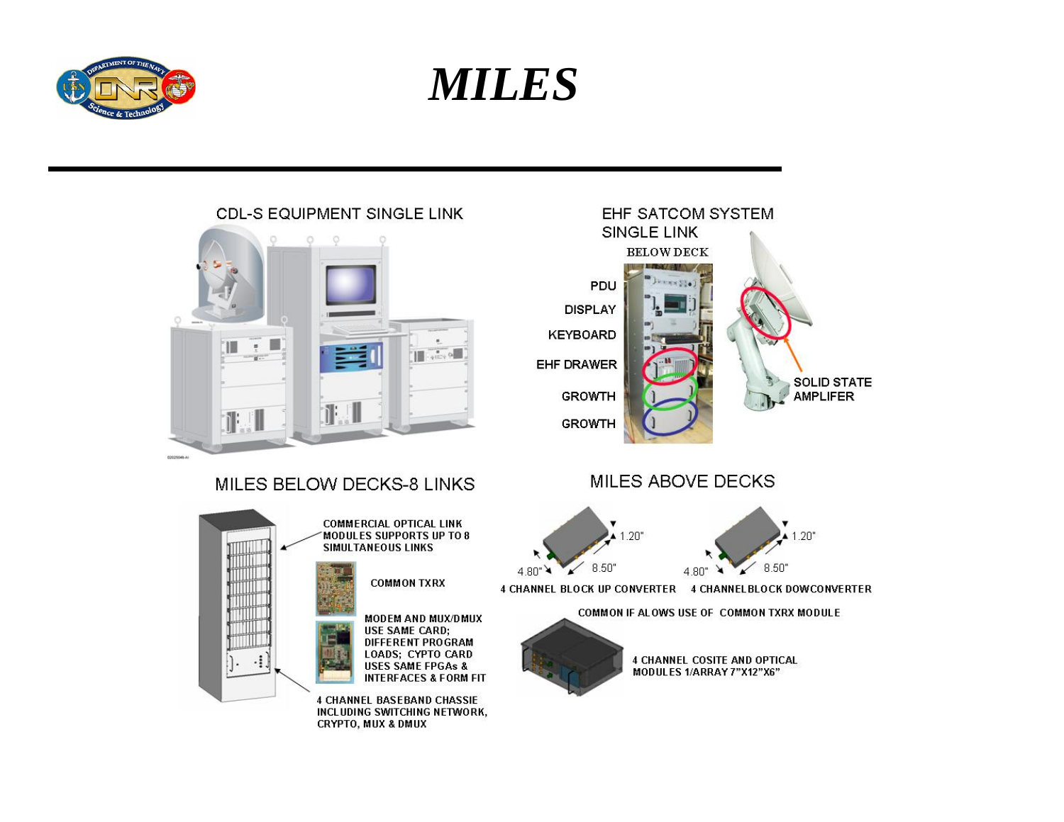# MILES

## CDL-S EQUIPMENT SINGLE LINK

## EHF SATCOM SYSTEM SINGLE LINK

BELOW DECK

- PDU
- DISPLAY
- KEYBOARD
- EHF DRAWER
- GROWTH
- GROWTH

SOLID STATE AMPLIFER

## MILES BELOW DECKS-8 LINKS

COMMERCIAL OPTICAL LINK MODULES SUPPORTS UP TO 8 SIMULTANEOUS LINKS

COMMON TXRX

MODEM AND MUX/DMUX USE SAME CARD; DIFFERENT PROGRAM LOADS; CYPTO CARD USES SAME FPGAs & INTERFACES & FORM FIT

4 CHANNEL BASEBAND CHASSIE INCLUDING SWITCHING NETWORK, CRYPTO, MUX & DMUX

## MILES ABOVE DECKS

4.80" 8.50" 1.20"

4 CHANNEL BLOCK UP CONVERTER

4.80" 8.50" 1.20"

4 CHANNEL BLOCK DOWCONVERTER

COMMON IF ALOWS USE OF COMMON TXRX MODULE

4 CHANNEL COSITE AND OPTICAL MODULES 1/ARRAY 7"X12"X6"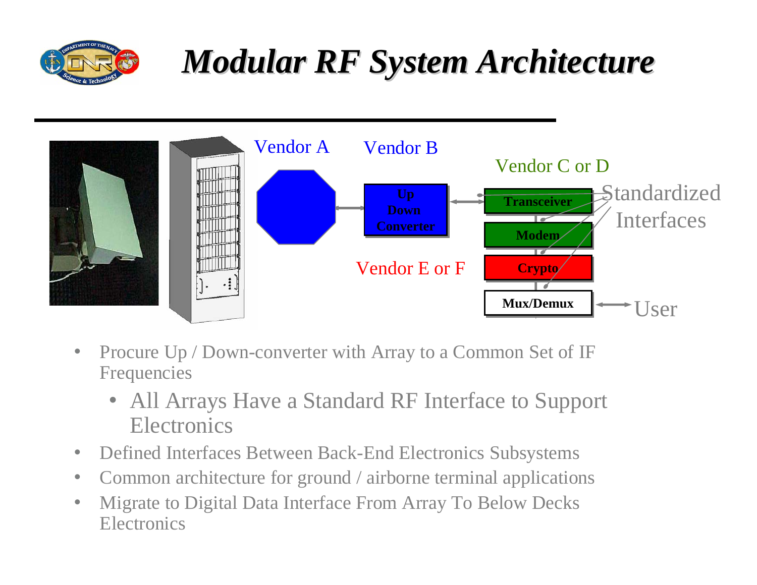# Modular RF System Architecture

Vendor A

Vendor B

Vendor C or D

Up Down Converter

Transceiver

Modem

Crypto

Mux/Demux

Standardized Interfaces

Vendor E or F

User

- Procure Up / Down-converter with Array to a Common Set of IF Frequencies
  - All Arrays Have a Standard RF Interface to Support Electronics
- Defined Interfaces Between Back-End Electronics Subsystems
- Common architecture for ground / airborne terminal applications
- Migrate to Digital Data Interface From Array To Below Decks Electronics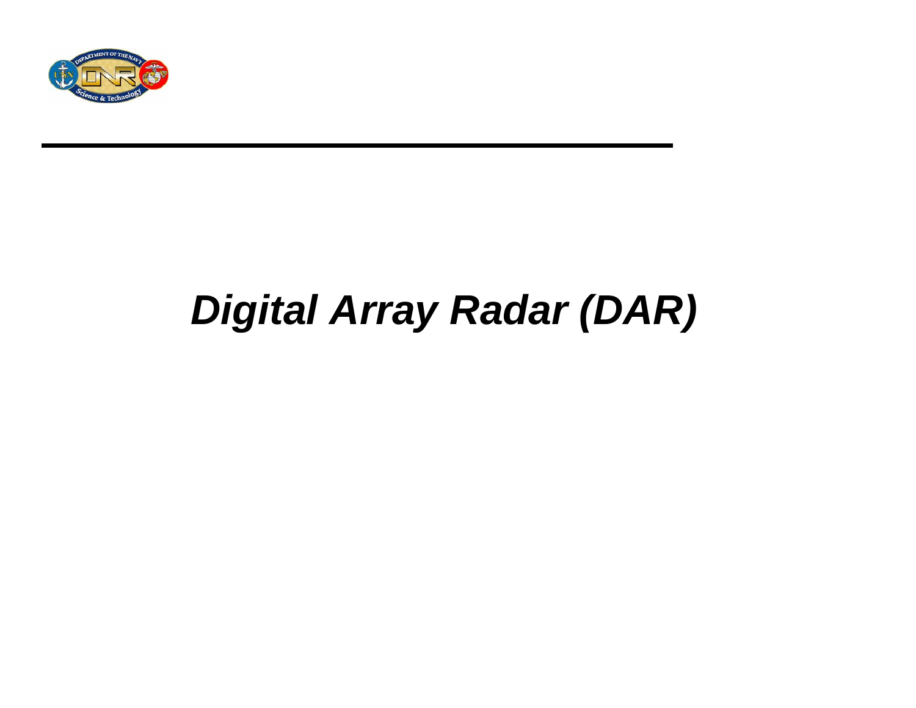# *Digital Array Radar (DAR)*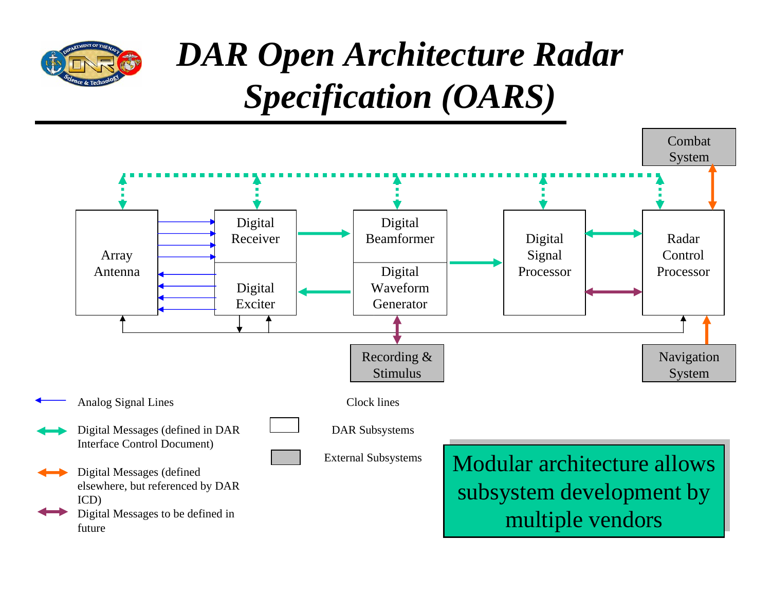# *DAR Open Architecture Radar Specification (OARS)*

Combat System

Array Antenna

Digital Receiver

Digital Exciter

Digital Beamformer

Digital Waveform Generator

Digital Signal Processor

Radar Control Processor

Recording & Stimulus

Navigation System

Analog Signal Lines

Digital Messages (defined in DAR Interface Control Document)

Digital Messages (defined elsewhere, but referenced by DAR ICD)

Digital Messages to be defined in future

Clock lines

DAR Subsystems

External Subsystems

**Modular architecture allows subsystem development by multiple vendors**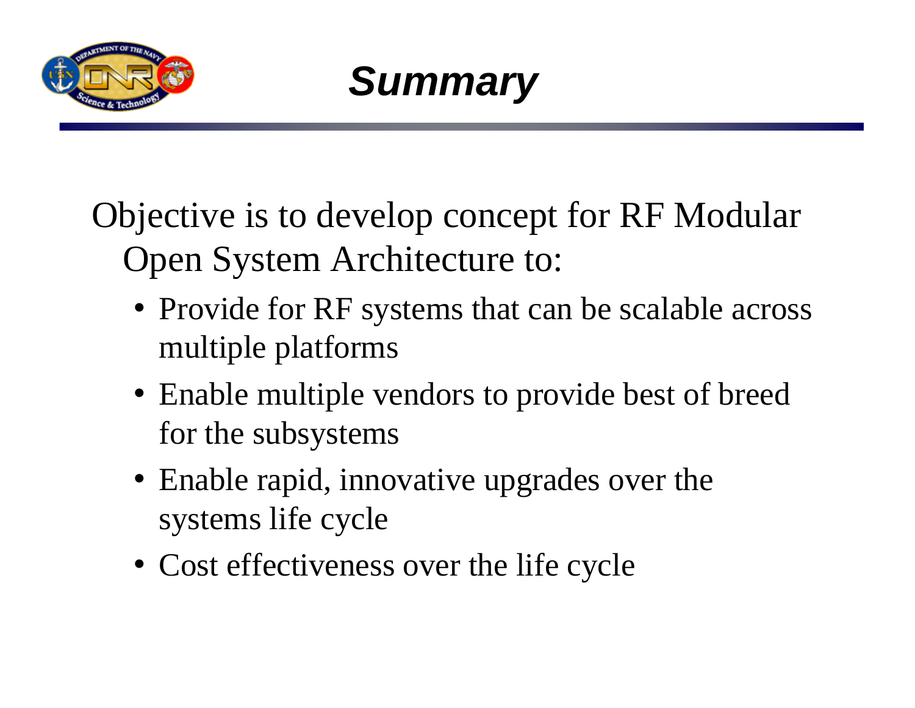# *Summary*

Objective is to develop concept for RF Modular Open System Architecture to:

- Provide for RF systems that can be scalable across multiple platforms
- Enable multiple vendors to provide best of breed for the subsystems
- Enable rapid, innovative upgrades over the systems life cycle
- Cost effectiveness over the life cycle